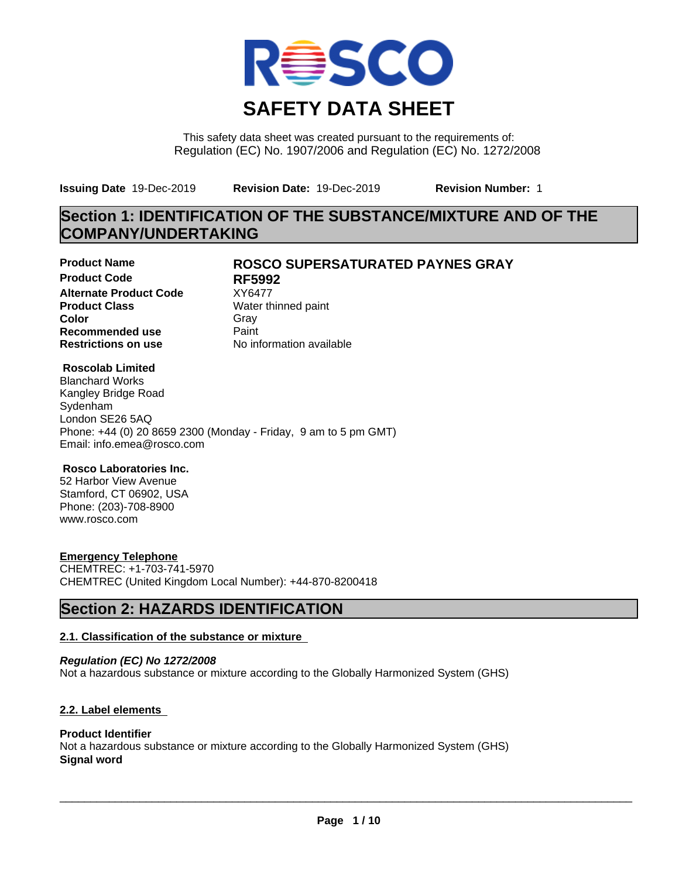# SAFETY DATA SHEET

This safety data sheet was created pursuant to the requirements of:
Regulation (EC) No. 1907/2006 and Regulation (EC) No. 1272/2008

**Issuing Date** 19-Dec-2019 **Revision Date:** 19-Dec-2019 **Revision Number:** 1

## Section 1: IDENTIFICATION OF THE SUBSTANCE/MIXTURE AND OF THE COMPANY/UNDERTAKING

| | |
|---|---|
| **Product Name** | **ROSCO SUPERSATURATED PAYNES GRAY** |
| **Product Code** | **RF5992** |
| **Alternate Product Code** | XY6477 |
| **Product Class** | Water thinned paint |
| **Color** | Gray |
| **Recommended use** | Paint |
| **Restrictions on use** | No information available |

**Roscolab Limited**
Blanchard Works
Kangley Bridge Road
Sydenham
London SE26 5AQ
Phone: +44 (0) 20 8659 2300 (Monday - Friday, 9 am to 5 pm GMT)
Email: info.emea@rosco.com

**Rosco Laboratories Inc.**
52 Harbor View Avenue
Stamford, CT 06902, USA
Phone: (203)-708-8900
www.rosco.com

**Emergency Telephone**
CHEMTREC: +1-703-741-5970
CHEMTREC (United Kingdom Local Number): +44-870-8200418

## Section 2: HAZARDS IDENTIFICATION

### 2.1. Classification of the substance or mixture

***Regulation (EC) No 1272/2008***
Not a hazardous substance or mixture according to the Globally Harmonized System (GHS)

### 2.2. Label elements

**Product Identifier**
Not a hazardous substance or mixture according to the Globally Harmonized System (GHS)
**Signal word**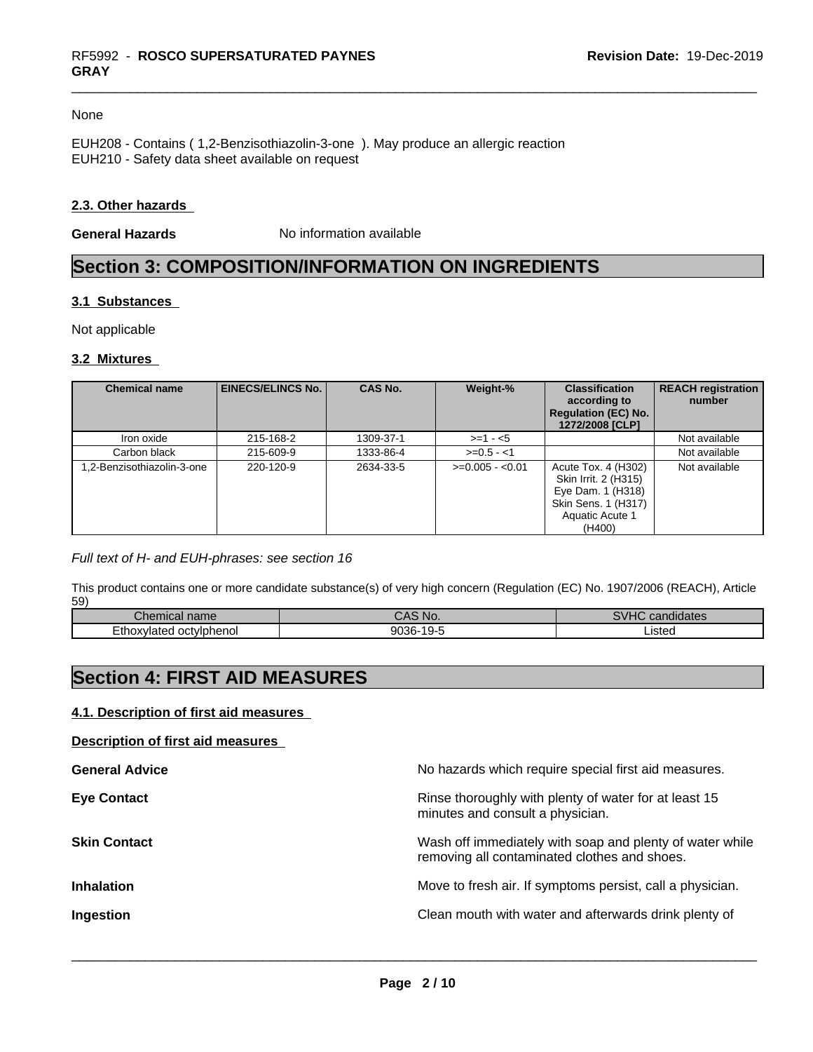None

EUH208 - Contains ( 1,2-Benzisothiazolin-3-one ). May produce an allergic reaction
EUH210 - Safety data sheet available on request

### 2.3. Other hazards

**General Hazards** No information available

## Section 3: COMPOSITION/INFORMATION ON INGREDIENTS

### 3.1 Substances

Not applicable

### 3.2 Mixtures

| Chemical name | EINECS/ELINCS No. | CAS No. | Weight-% | Classification according to Regulation (EC) No. 1272/2008 [CLP] | REACH registration number |
|---|---|---|---|---|---|
| Iron oxide | 215-168-2 | 1309-37-1 | >=1 - <5 | | Not available |
| Carbon black | 215-609-9 | 1333-86-4 | >=0.5 - <1 | | Not available |
| 1,2-Benzisothiazolin-3-one | 220-120-9 | 2634-33-5 | >=0.005 - <0.01 | Acute Tox. 4 (H302) Skin Irrit. 2 (H315) Eye Dam. 1 (H318) Skin Sens. 1 (H317) Aquatic Acute 1 (H400) | Not available |

*Full text of H- and EUH-phrases: see section 16*

This product contains one or more candidate substance(s) of very high concern (Regulation (EC) No. 1907/2006 (REACH), Article 59)

| Chemical name | CAS No. | SVHC candidates |
|---|---|---|
| Ethoxylated octylphenol | 9036-19-5 | Listed |

## Section 4: FIRST AID MEASURES

### 4.1. Description of first aid measures

**Description of first aid measures**

**General Advice** No hazards which require special first aid measures.

**Eye Contact** Rinse thoroughly with plenty of water for at least 15 minutes and consult a physician.

**Skin Contact** Wash off immediately with soap and plenty of water while removing all contaminated clothes and shoes.

**Inhalation** Move to fresh air. If symptoms persist, call a physician.

**Ingestion** Clean mouth with water and afterwards drink plenty of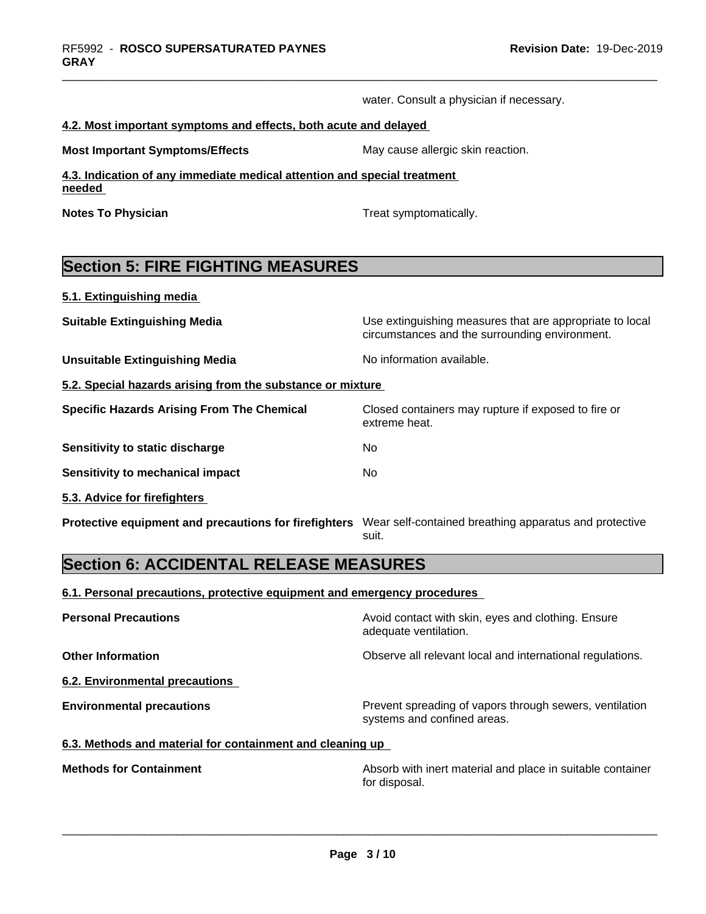water. Consult a physician if necessary.

### 4.2. Most important symptoms and effects, both acute and delayed

| | |
|---|---|
| **Most Important Symptoms/Effects** | May cause allergic skin reaction. |

### 4.3. Indication of any immediate medical attention and special treatment needed

| | |
|---|---|
| **Notes To Physician** | Treat symptomatically. |

## Section 5: FIRE FIGHTING MEASURES

### 5.1. Extinguishing media

| | |
|---|---|
| **Suitable Extinguishing Media** | Use extinguishing measures that are appropriate to local circumstances and the surrounding environment. |
| **Unsuitable Extinguishing Media** | No information available. |

### 5.2. Special hazards arising from the substance or mixture

| | |
|---|---|
| **Specific Hazards Arising From The Chemical** | Closed containers may rupture if exposed to fire or extreme heat. |
| **Sensitivity to static discharge** | No |
| **Sensitivity to mechanical impact** | No |

### 5.3. Advice for firefighters

| | |
|---|---|
| **Protective equipment and precautions for firefighters** | Wear self-contained breathing apparatus and protective suit. |

## Section 6: ACCIDENTAL RELEASE MEASURES

### 6.1. Personal precautions, protective equipment and emergency procedures

| | |
|---|---|
| **Personal Precautions** | Avoid contact with skin, eyes and clothing. Ensure adequate ventilation. |
| **Other Information** | Observe all relevant local and international regulations. |

### 6.2. Environmental precautions

| | |
|---|---|
| **Environmental precautions** | Prevent spreading of vapors through sewers, ventilation systems and confined areas. |

### 6.3. Methods and material for containment and cleaning up

| | |
|---|---|
| **Methods for Containment** | Absorb with inert material and place in suitable container for disposal. |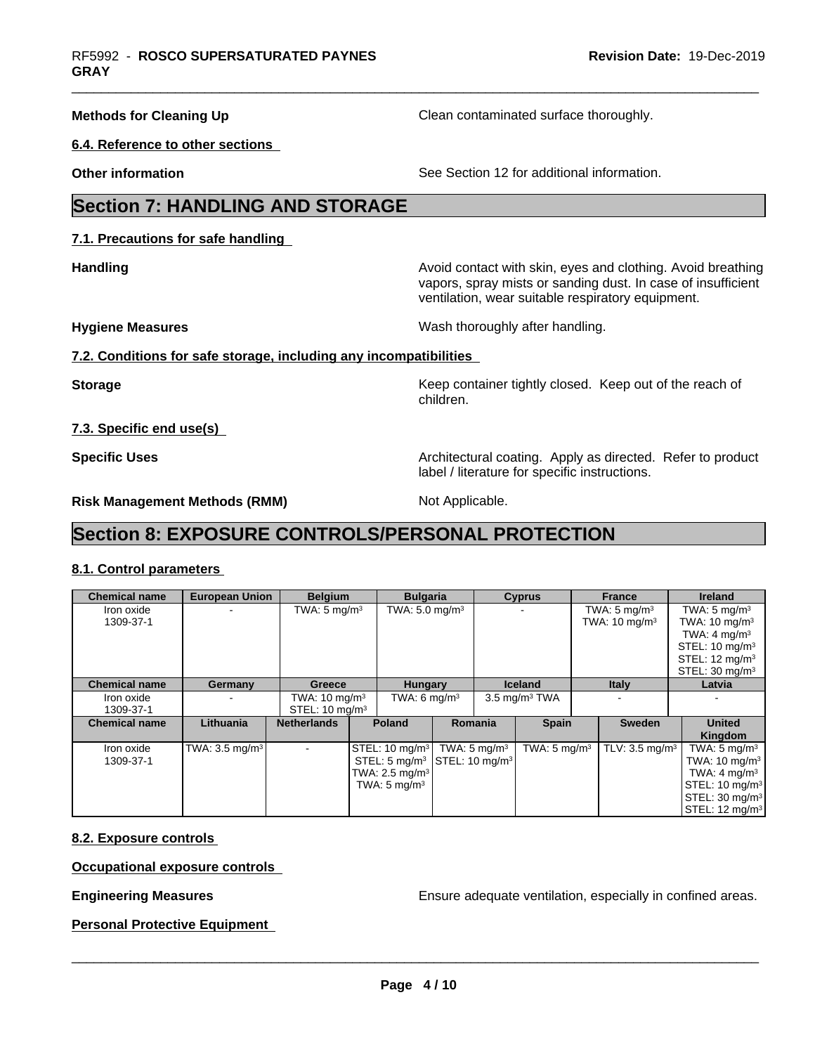**Methods for Cleaning Up** Clean contaminated surface thoroughly.

**6.4. Reference to other sections**

**Other information** See Section 12 for additional information.

# Section 7: HANDLING AND STORAGE

**7.1. Precautions for safe handling**

**Handling** Avoid contact with skin, eyes and clothing. Avoid breathing vapors, spray mists or sanding dust. In case of insufficient ventilation, wear suitable respiratory equipment.

**Hygiene Measures** Wash thoroughly after handling.

**7.2. Conditions for safe storage, including any incompatibilities**

**Storage** Keep container tightly closed. Keep out of the reach of children.

**7.3. Specific end use(s)**

**Specific Uses** Architectural coating. Apply as directed. Refer to product label / literature for specific instructions.

**Risk Management Methods (RMM)** Not Applicable.

# Section 8: EXPOSURE CONTROLS/PERSONAL PROTECTION

**8.1. Control parameters**

| Chemical name | European Union | Belgium | Bulgaria | Cyprus | France | Ireland |
|---|---|---|---|---|---|---|
| Iron oxide 1309-37-1 | - | TWA: 5 mg/m³ | TWA: 5.0 mg/m³ | - | TWA: 5 mg/m³ TWA: 10 mg/m³ | TWA: 5 mg/m³ TWA: 10 mg/m³ TWA: 4 mg/m³ STEL: 10 mg/m³ STEL: 12 mg/m³ STEL: 30 mg/m³ |

| Chemical name | Germany | Greece | Hungary | Iceland | Italy | Latvia |
|---|---|---|---|---|---|---|
| Iron oxide 1309-37-1 | - | TWA: 10 mg/m³ STEL: 10 mg/m³ | TWA: 6 mg/m³ | 3.5 mg/m³ TWA | - | - |

| Chemical name | Lithuania | Netherlands | Poland | Romania | Spain | Sweden | United Kingdom |
|---|---|---|---|---|---|---|---|
| Iron oxide 1309-37-1 | TWA: 3.5 mg/m³ | - | STEL: 10 mg/m³ STEL: 5 mg/m³ TWA: 2.5 mg/m³ TWA: 5 mg/m³ | TWA: 5 mg/m³ STEL: 10 mg/m³ | TWA: 5 mg/m³ | TLV: 3.5 mg/m³ | TWA: 5 mg/m³ TWA: 10 mg/m³ TWA: 4 mg/m³ STEL: 10 mg/m³ STEL: 30 mg/m³ STEL: 12 mg/m³ |

**8.2. Exposure controls**

**Occupational exposure controls**

**Engineering Measures** Ensure adequate ventilation, especially in confined areas.

**Personal Protective Equipment**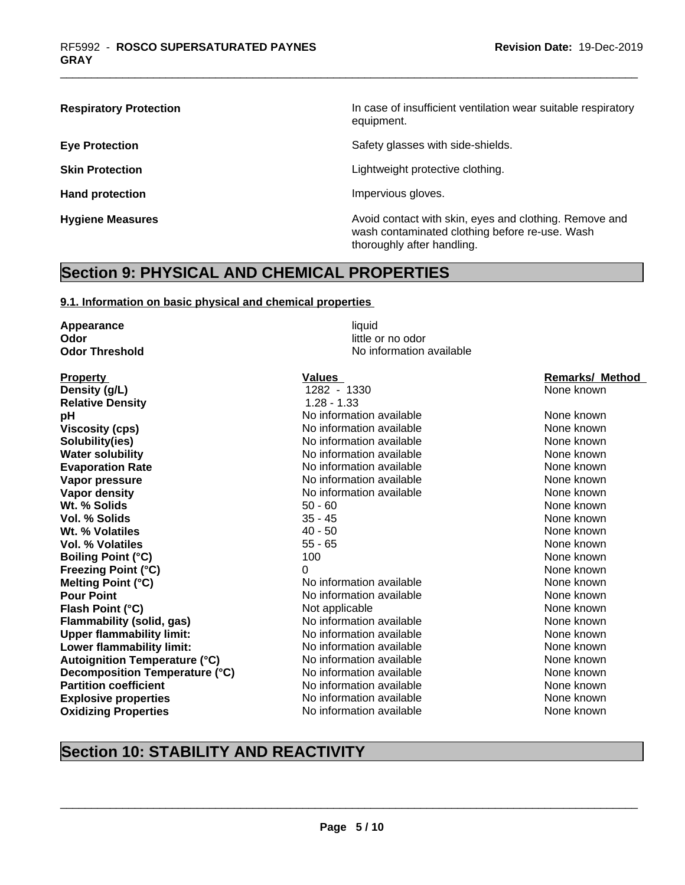| | |
|---|---|
| **Respiratory Protection** | In case of insufficient ventilation wear suitable respiratory equipment. |
| **Eye Protection** | Safety glasses with side-shields. |
| **Skin Protection** | Lightweight protective clothing. |
| **Hand protection** | Impervious gloves. |
| **Hygiene Measures** | Avoid contact with skin, eyes and clothing. Remove and wash contaminated clothing before re-use. Wash thoroughly after handling. |

## Section 9: PHYSICAL AND CHEMICAL PROPERTIES

### 9.1. Information on basic physical and chemical properties

**Appearance** liquid
**Odor** little or no odor
**Odor Threshold** No information available

| Property | Values | Remarks/ Method |
|---|---|---|
| **Density (g/L)** | 1282 - 1330 | None known |
| **Relative Density** | 1.28 - 1.33 | |
| **pH** | No information available | None known |
| **Viscosity (cps)** | No information available | None known |
| **Solubility(ies)** | No information available | None known |
| **Water solubility** | No information available | None known |
| **Evaporation Rate** | No information available | None known |
| **Vapor pressure** | No information available | None known |
| **Vapor density** | No information available | None known |
| **Wt. % Solids** | 50 - 60 | None known |
| **Vol. % Solids** | 35 - 45 | None known |
| **Wt. % Volatiles** | 40 - 50 | None known |
| **Vol. % Volatiles** | 55 - 65 | None known |
| **Boiling Point (°C)** | 100 | None known |
| **Freezing Point (°C)** | 0 | None known |
| **Melting Point (°C)** | No information available | None known |
| **Pour Point** | No information available | None known |
| **Flash Point (°C)** | Not applicable | None known |
| **Flammability (solid, gas)** | No information available | None known |
| **Upper flammability limit:** | No information available | None known |
| **Lower flammability limit:** | No information available | None known |
| **Autoignition Temperature (°C)** | No information available | None known |
| **Decomposition Temperature (°C)** | No information available | None known |
| **Partition coefficient** | No information available | None known |
| **Explosive properties** | No information available | None known |
| **Oxidizing Properties** | No information available | None known |

## Section 10: STABILITY AND REACTIVITY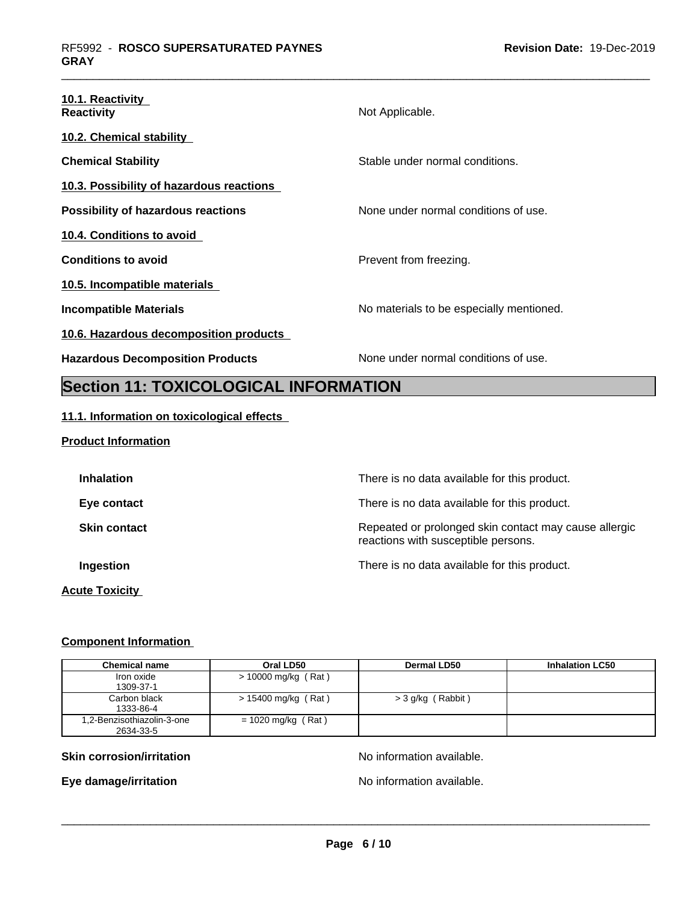**10.1. Reactivity**

**Reactivity** Not Applicable.

**10.2. Chemical stability**

**Chemical Stability** Stable under normal conditions.

**10.3. Possibility of hazardous reactions**

**Possibility of hazardous reactions** None under normal conditions of use.

**10.4. Conditions to avoid**

**Conditions to avoid** Prevent from freezing.

**10.5. Incompatible materials**

**Incompatible Materials** No materials to be especially mentioned.

**10.6. Hazardous decomposition products**

**Hazardous Decomposition Products** None under normal conditions of use.

# Section 11: TOXICOLOGICAL INFORMATION

**11.1. Information on toxicological effects**

**Product Information**

**Inhalation** There is no data available for this product.

**Eye contact** There is no data available for this product.

**Skin contact** Repeated or prolonged skin contact may cause allergic reactions with susceptible persons.

**Ingestion** There is no data available for this product.

**Acute Toxicity**

**Component Information**

| Chemical name | Oral LD50 | Dermal LD50 | Inhalation LC50 |
|---|---|---|---|
| Iron oxide<br>1309-37-1 | > 10000 mg/kg ( Rat ) | | |
| Carbon black<br>1333-86-4 | > 15400 mg/kg ( Rat ) | > 3 g/kg ( Rabbit ) | |
| 1,2-Benzisothiazolin-3-one<br>2634-33-5 | = 1020 mg/kg ( Rat ) | | |

**Skin corrosion/irritation** No information available.

**Eye damage/irritation** No information available.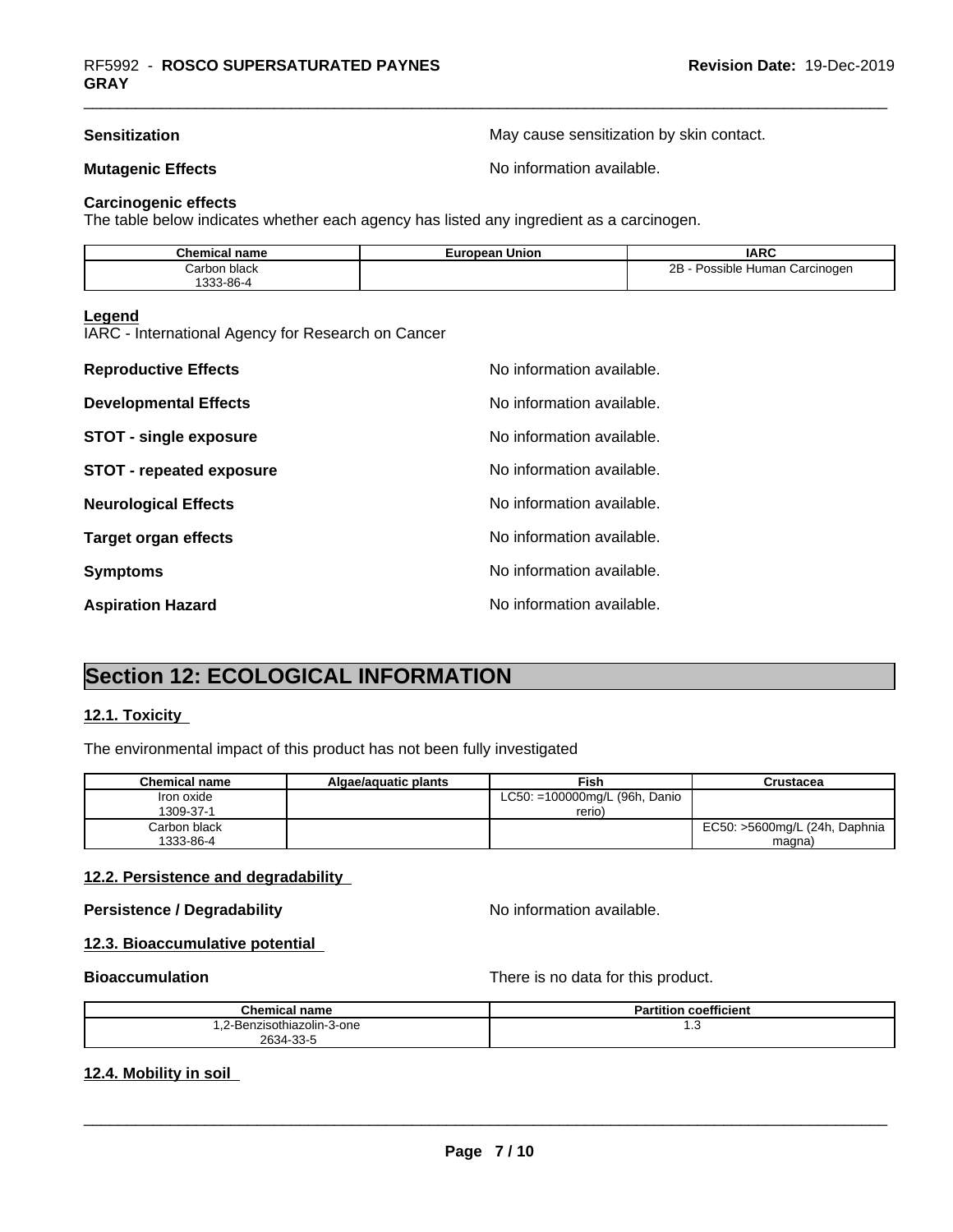**Sensitization** May cause sensitization by skin contact.

**Mutagenic Effects** No information available.

**Carcinogenic effects**
The table below indicates whether each agency has listed any ingredient as a carcinogen.

| Chemical name | European Union | IARC |
|---|---|---|
| Carbon black<br>1333-86-4 | | 2B - Possible Human Carcinogen |

**Legend**
IARC - International Agency for Research on Cancer

**Reproductive Effects** No information available.

**Developmental Effects** No information available.

**STOT - single exposure** No information available.

**STOT - repeated exposure** No information available.

**Neurological Effects** No information available.

**Target organ effects** No information available.

**Symptoms** No information available.

**Aspiration Hazard** No information available.

# Section 12: ECOLOGICAL INFORMATION

## 12.1. Toxicity

The environmental impact of this product has not been fully investigated

| Chemical name | Algae/aquatic plants | Fish | Crustacea |
|---|---|---|---|
| Iron oxide<br>1309-37-1 | | LC50: =100000mg/L (96h, Danio rerio) | |
| Carbon black<br>1333-86-4 | | | EC50: >5600mg/L (24h, Daphnia magna) |

## 12.2. Persistence and degradability

**Persistence / Degradability** No information available.

## 12.3. Bioaccumulative potential

**Bioaccumulation** There is no data for this product.

| Chemical name | Partition coefficient |
|---|---|
| 1,2-Benzisothiazolin-3-one<br>2634-33-5 | 1.3 |

## 12.4. Mobility in soil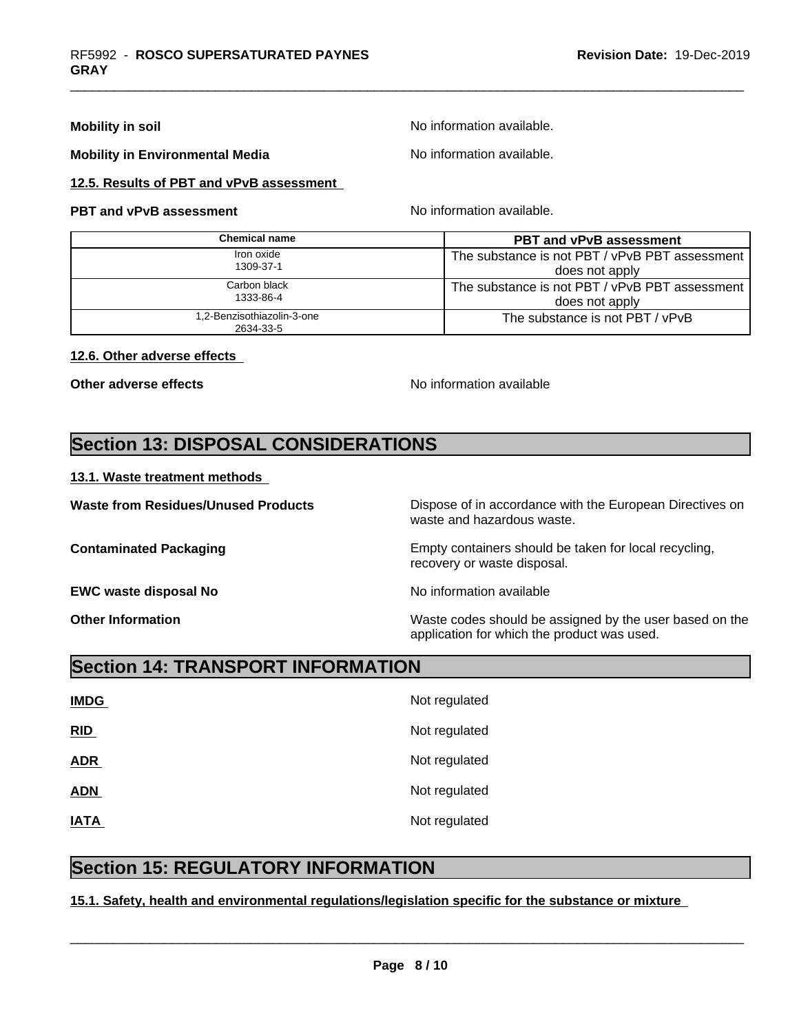**Mobility in soil** No information available.

**Mobility in Environmental Media** No information available.

### 12.5. Results of PBT and vPvB assessment

**PBT and vPvB assessment** No information available.

| Chemical name | PBT and vPvB assessment |
|---|---|
| Iron oxide<br>1309-37-1 | The substance is not PBT / vPvB PBT assessment does not apply |
| Carbon black<br>1333-86-4 | The substance is not PBT / vPvB PBT assessment does not apply |
| 1,2-Benzisothiazolin-3-one<br>2634-33-5 | The substance is not PBT / vPvB |

### 12.6. Other adverse effects

**Other adverse effects** No information available

## Section 13: DISPOSAL CONSIDERATIONS

### 13.1. Waste treatment methods

**Waste from Residues/Unused Products** Dispose of in accordance with the European Directives on waste and hazardous waste.

**Contaminated Packaging** Empty containers should be taken for local recycling, recovery or waste disposal.

**EWC waste disposal No** No information available

**Other Information** Waste codes should be assigned by the user based on the application for which the product was used.

## Section 14: TRANSPORT INFORMATION

**IMDG** Not regulated

**RID** Not regulated

**ADR** Not regulated

**ADN** Not regulated

**IATA** Not regulated

## Section 15: REGULATORY INFORMATION

### 15.1. Safety, health and environmental regulations/legislation specific for the substance or mixture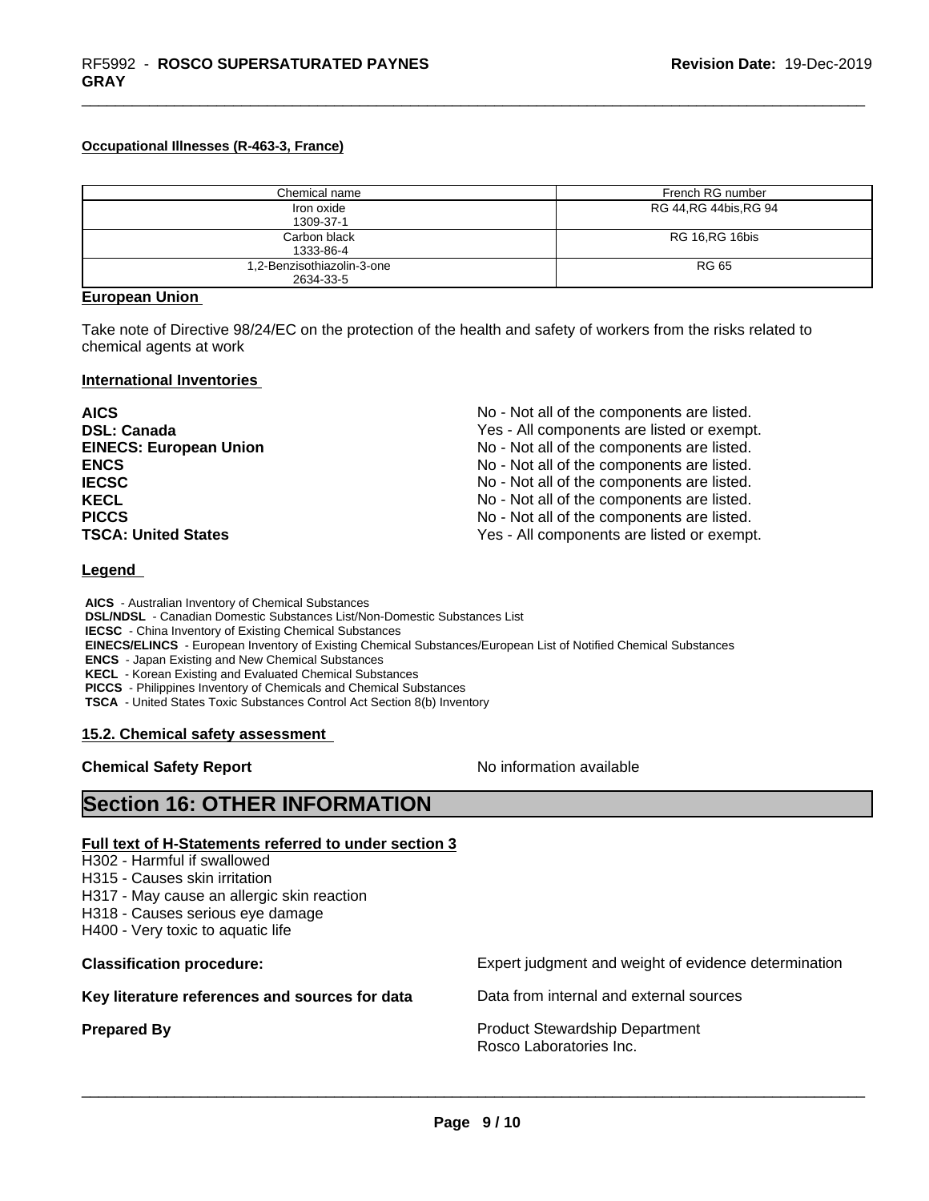**Occupational Illnesses (R-463-3, France)**

| Chemical name | French RG number |
|---|---|
| Iron oxide<br>1309-37-1 | RG 44,RG 44bis,RG 94 |
| Carbon black<br>1333-86-4 | RG 16,RG 16bis |
| 1,2-Benzisothiazolin-3-one<br>2634-33-5 | RG 65 |

**European Union**

Take note of Directive 98/24/EC on the protection of the health and safety of workers from the risks related to chemical agents at work

**International Inventories**

| | |
|---|---|
| **AICS** | No - Not all of the components are listed. |
| **DSL: Canada** | Yes - All components are listed or exempt. |
| **EINECS: European Union** | No - Not all of the components are listed. |
| **ENCS** | No - Not all of the components are listed. |
| **IECSC** | No - Not all of the components are listed. |
| **KECL** | No - Not all of the components are listed. |
| **PICCS** | No - Not all of the components are listed. |
| **TSCA: United States** | Yes - All components are listed or exempt. |

**Legend**

**AICS** - Australian Inventory of Chemical Substances
**DSL/NDSL** - Canadian Domestic Substances List/Non-Domestic Substances List
**IECSC** - China Inventory of Existing Chemical Substances
**EINECS/ELINCS** - European Inventory of Existing Chemical Substances/European List of Notified Chemical Substances
**ENCS** - Japan Existing and New Chemical Substances
**KECL** - Korean Existing and Evaluated Chemical Substances
**PICCS** - Philippines Inventory of Chemicals and Chemical Substances
**TSCA** - United States Toxic Substances Control Act Section 8(b) Inventory

**15.2. Chemical safety assessment**

**Chemical Safety Report** No information available

## Section 16: OTHER INFORMATION

**Full text of H-Statements referred to under section 3**

H302 - Harmful if swallowed
H315 - Causes skin irritation
H317 - May cause an allergic skin reaction
H318 - Causes serious eye damage
H400 - Very toxic to aquatic life

| | |
|---|---|
| **Classification procedure:** | Expert judgment and weight of evidence determination |
| **Key literature references and sources for data** | Data from internal and external sources |
| **Prepared By** | Product Stewardship Department<br>Rosco Laboratories Inc. |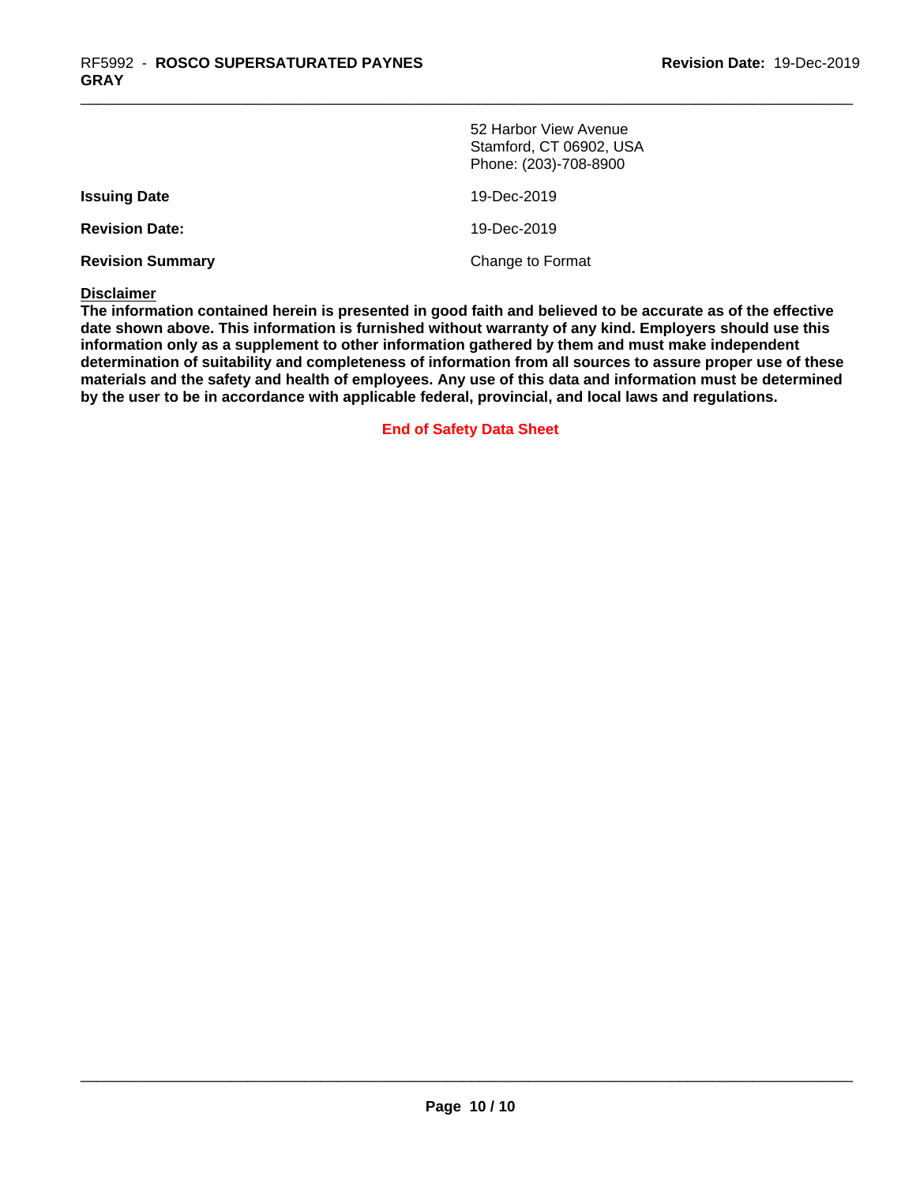52 Harbor View Avenue
Stamford, CT 06902, USA
Phone: (203)-708-8900

| | |
|---|---|
| **Issuing Date** | 19-Dec-2019 |
| **Revision Date:** | 19-Dec-2019 |
| **Revision Summary** | Change to Format |

**Disclaimer**

**The information contained herein is presented in good faith and believed to be accurate as of the effective date shown above. This information is furnished without warranty of any kind. Employers should use this information only as a supplement to other information gathered by them and must make independent determination of suitability and completeness of information from all sources to assure proper use of these materials and the safety and health of employees. Any use of this data and information must be determined by the user to be in accordance with applicable federal, provincial, and local laws and regulations.**

**End of Safety Data Sheet**